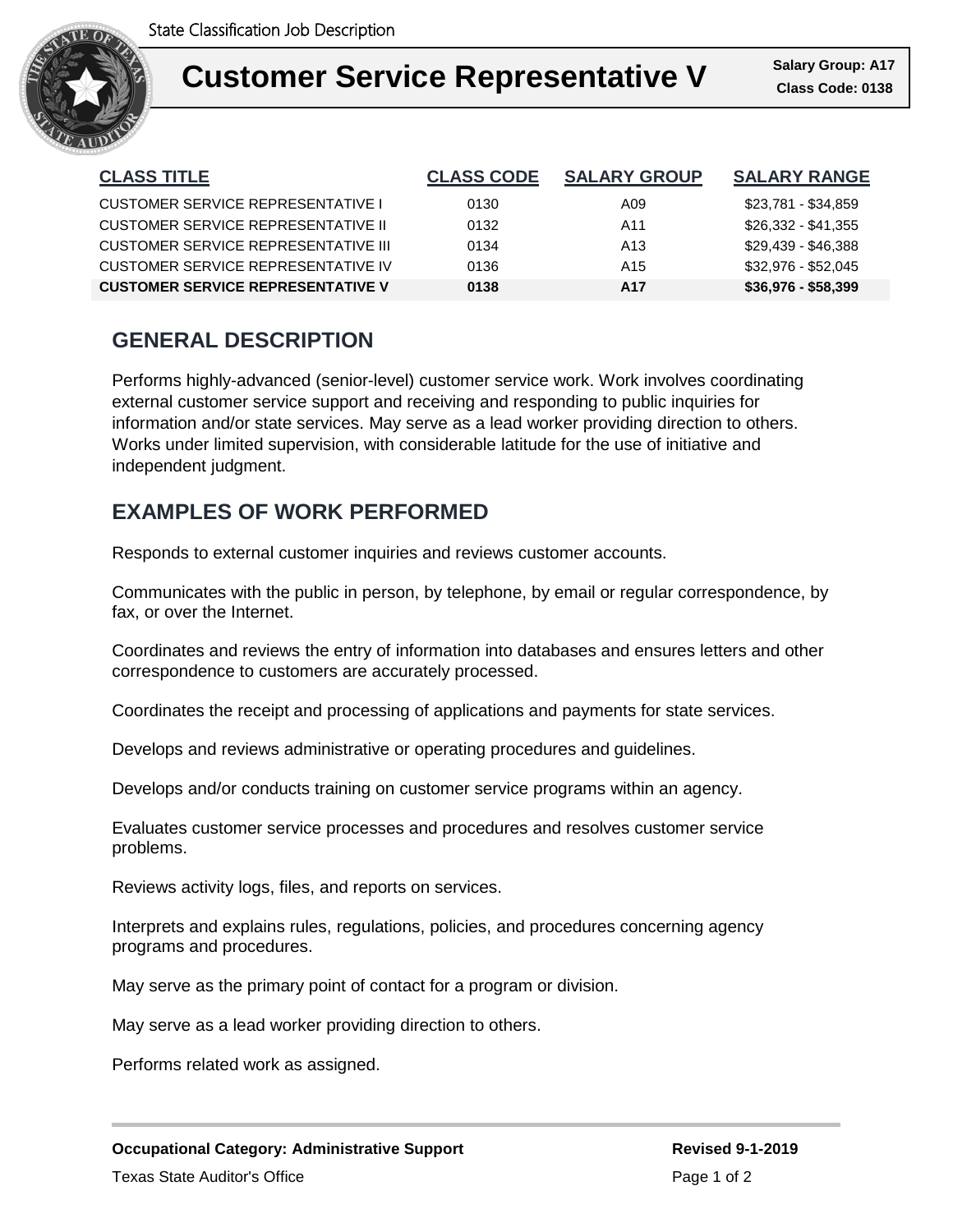State Classification Job Description

# Customer Service Representative V

**Salary Group: A17**
**Class Code: 0138**

| CLASS TITLE | CLASS CODE | SALARY GROUP | SALARY RANGE |
| --- | --- | --- | --- |
| CUSTOMER SERVICE REPRESENTATIVE I | 0130 | A09 | $23,781 - $34,859 |
| CUSTOMER SERVICE REPRESENTATIVE II | 0132 | A11 | $26,332 - $41,355 |
| CUSTOMER SERVICE REPRESENTATIVE III | 0134 | A13 | $29,439 - $46,388 |
| CUSTOMER SERVICE REPRESENTATIVE IV | 0136 | A15 | $32,976 - $52,045 |
| **CUSTOMER SERVICE REPRESENTATIVE V** | **0138** | **A17** | **$36,976 - $58,399** |

## GENERAL DESCRIPTION

Performs highly-advanced (senior-level) customer service work. Work involves coordinating external customer service support and receiving and responding to public inquiries for information and/or state services. May serve as a lead worker providing direction to others. Works under limited supervision, with considerable latitude for the use of initiative and independent judgment.

## EXAMPLES OF WORK PERFORMED

Responds to external customer inquiries and reviews customer accounts.

Communicates with the public in person, by telephone, by email or regular correspondence, by fax, or over the Internet.

Coordinates and reviews the entry of information into databases and ensures letters and other correspondence to customers are accurately processed.

Coordinates the receipt and processing of applications and payments for state services.

Develops and reviews administrative or operating procedures and guidelines.

Develops and/or conducts training on customer service programs within an agency.

Evaluates customer service processes and procedures and resolves customer service problems.

Reviews activity logs, files, and reports on services.

Interprets and explains rules, regulations, policies, and procedures concerning agency programs and procedures.

May serve as the primary point of contact for a program or division.

May serve as a lead worker providing direction to others.

Performs related work as assigned.

**Occupational Category: Administrative Support**

**Revised 9-1-2019**

Texas State Auditor's Office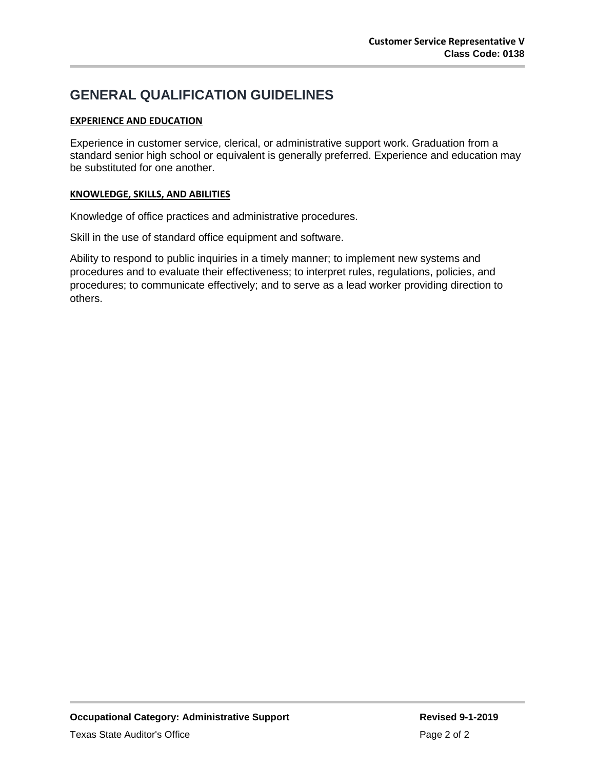## GENERAL QUALIFICATION GUIDELINES

### EXPERIENCE AND EDUCATION

Experience in customer service, clerical, or administrative support work. Graduation from a standard senior high school or equivalent is generally preferred. Experience and education may be substituted for one another.

### KNOWLEDGE, SKILLS, AND ABILITIES

Knowledge of office practices and administrative procedures.

Skill in the use of standard office equipment and software.

Ability to respond to public inquiries in a timely manner; to implement new systems and procedures and to evaluate their effectiveness; to interpret rules, regulations, policies, and procedures; to communicate effectively; and to serve as a lead worker providing direction to others.